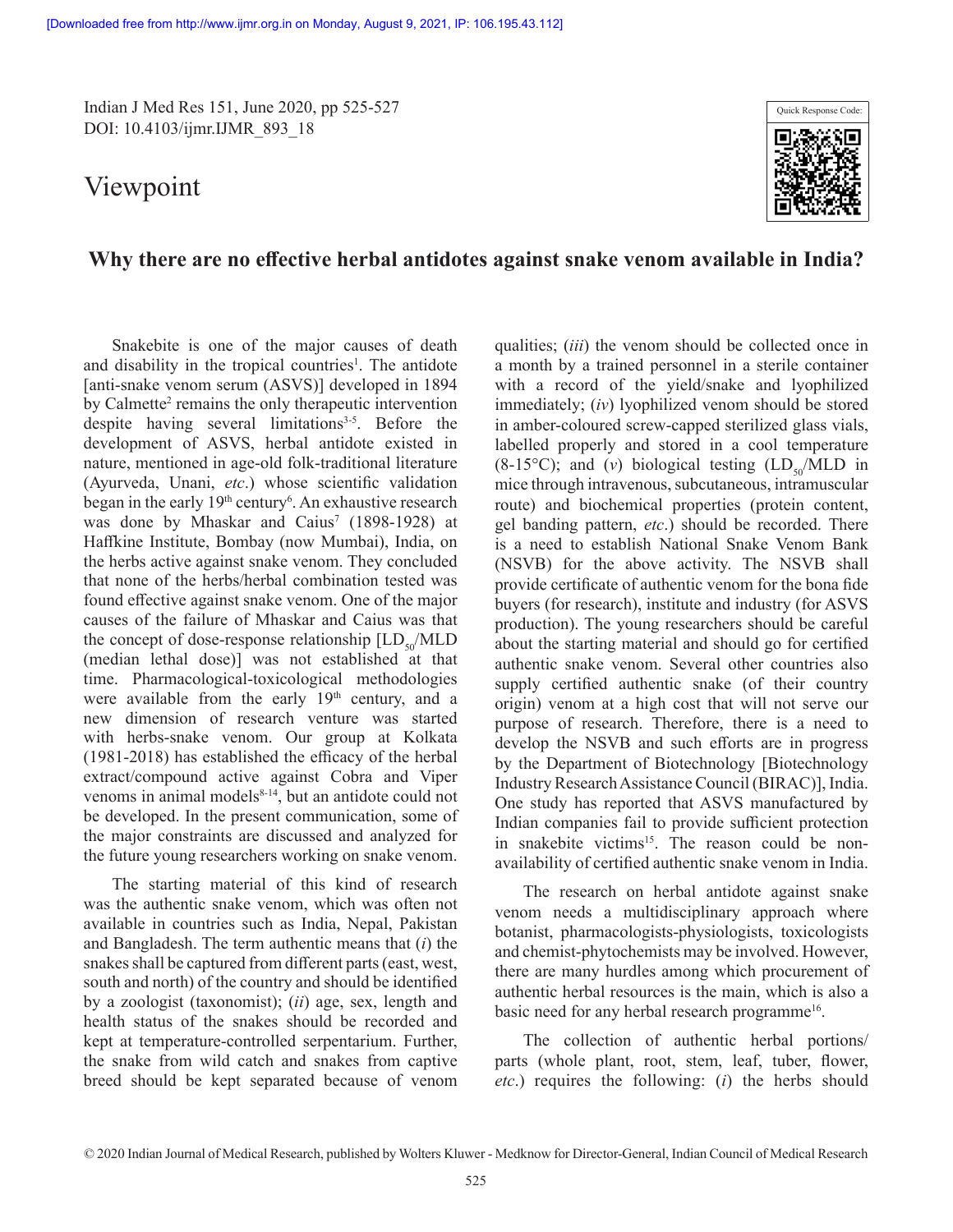Viewpoint

# Why there are no effective herbal antidotes against snake venom available in India?

Snakebite is one of the major causes of death and disability in the tropical countries[1]. The antidote [anti-snake venom serum (ASVS)] developed in 1894 by Calmette[2] remains the only therapeutic intervention despite having several limitations[3-5]. Before the development of ASVS, herbal antidote existed in nature, mentioned in age-old folk-traditional literature (Ayurveda, Unani, *etc*.) whose scientific validation began in the early 19[th] century[6]. An exhaustive research was done by Mhaskar and Caius[7] (1898-1928) at Haffkine Institute, Bombay (now Mumbai), India, on the herbs active against snake venom. They concluded that none of the herbs/herbal combination tested was found effective against snake venom. One of the major causes of the failure of Mhaskar and Caius was that the concept of dose-response relationship [$LD_{50}$/MLD (median lethal dose)] was not established at that time. Pharmacological-toxicological methodologies were available from the early 19[th] century, and a new dimension of research venture was started with herbs-snake venom. Our group at Kolkata (1981-2018) has established the efficacy of the herbal extract/compound active against Cobra and Viper venoms in animal models[8-14], but an antidote could not be developed. In the present communication, some of the major constraints are discussed and analyzed for the future young researchers working on snake venom.

The starting material of this kind of research was the authentic snake venom, which was often not available in countries such as India, Nepal, Pakistan and Bangladesh. The term authentic means that (*i*) the snakes shall be captured from different parts (east, west, south and north) of the country and should be identified by a zoologist (taxonomist); (*ii*) age, sex, length and health status of the snakes should be recorded and kept at temperature-controlled serpentarium. Further, the snake from wild catch and snakes from captive breed should be kept separated because of venom qualities; (*iii*) the venom should be collected once in a month by a trained personnel in a sterile container with a record of the yield/snake and lyophilized immediately; (*iv*) lyophilized venom should be stored in amber-coloured screw-capped sterilized glass vials, labelled properly and stored in a cool temperature (8-15°C); and (*v*) biological testing ($LD_{50}$/MLD in mice through intravenous, subcutaneous, intramuscular route) and biochemical properties (protein content, gel banding pattern, *etc*.) should be recorded. There is a need to establish National Snake Venom Bank (NSVB) for the above activity. The NSVB shall provide certificate of authentic venom for the bona fide buyers (for research), institute and industry (for ASVS production). The young researchers should be careful about the starting material and should go for certified authentic snake venom. Several other countries also supply certified authentic snake (of their country origin) venom at a high cost that will not serve our purpose of research. Therefore, there is a need to develop the NSVB and such efforts are in progress by the Department of Biotechnology [Biotechnology Industry Research Assistance Council (BIRAC)], India. One study has reported that ASVS manufactured by Indian companies fail to provide sufficient protection in snakebite victims[15]. The reason could be non-availability of certified authentic snake venom in India.

The research on herbal antidote against snake venom needs a multidisciplinary approach where botanist, pharmacologists-physiologists, toxicologists and chemist-phytochemists may be involved. However, there are many hurdles among which procurement of authentic herbal resources is the main, which is also a basic need for any herbal research programme[16].

The collection of authentic herbal portions/parts (whole plant, root, stem, leaf, tuber, flower, *etc*.) requires the following: (*i*) the herbs should

© 2020 Indian Journal of Medical Research, published by Wolters Kluwer - Medknow for Director-General, Indian Council of Medical Research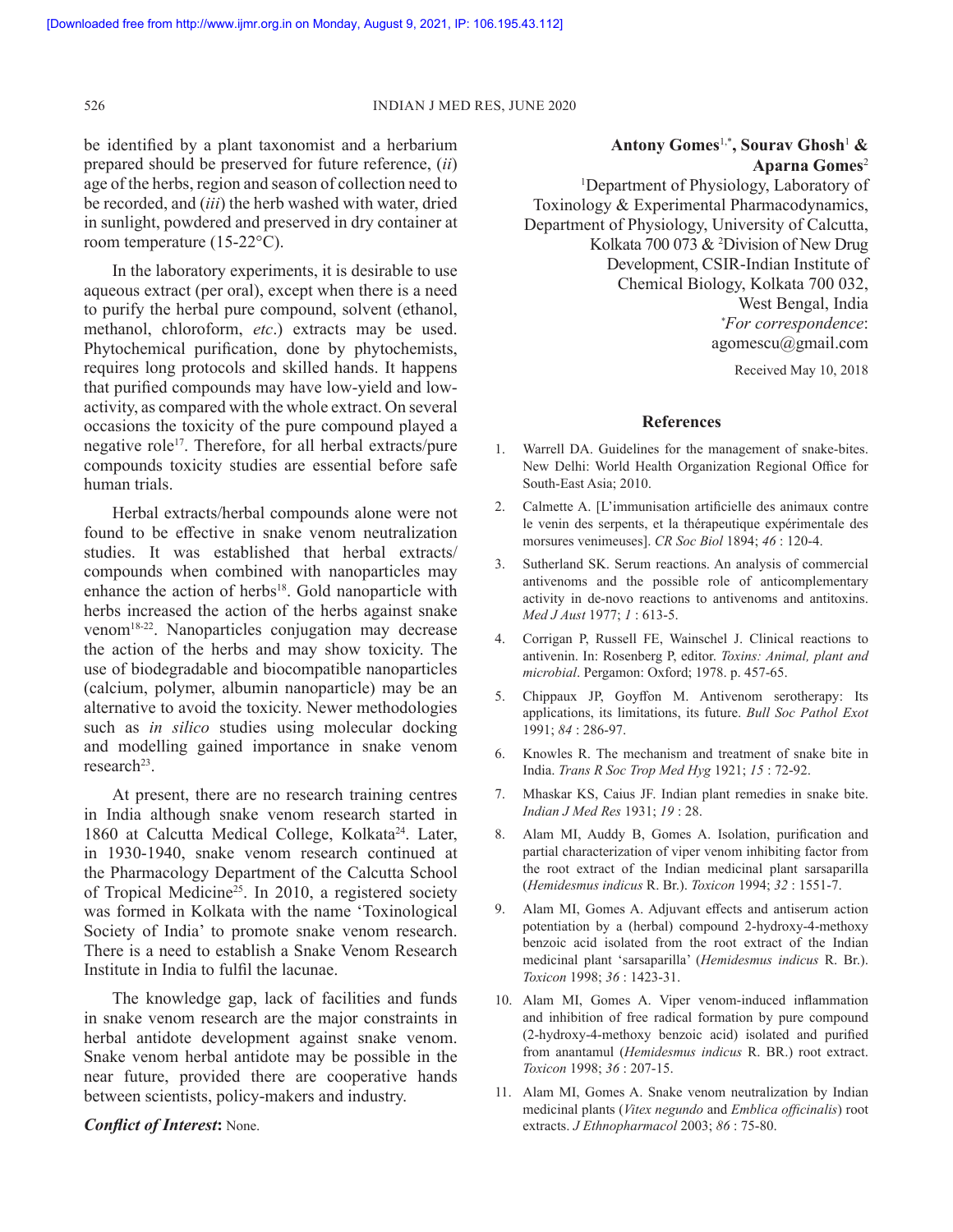be identified by a plant taxonomist and a herbarium prepared should be preserved for future reference, (*ii*) age of the herbs, region and season of collection need to be recorded, and (*iii*) the herb washed with water, dried in sunlight, powdered and preserved in dry container at room temperature (15-22°C).

In the laboratory experiments, it is desirable to use aqueous extract (per oral), except when there is a need to purify the herbal pure compound, solvent (ethanol, methanol, chloroform, *etc*.) extracts may be used. Phytochemical purification, done by phytochemists, requires long protocols and skilled hands. It happens that purified compounds may have low-yield and low-activity, as compared with the whole extract. On several occasions the toxicity of the pure compound played a negative role[17]. Therefore, for all herbal extracts/pure compounds toxicity studies are essential before safe human trials.

Herbal extracts/herbal compounds alone were not found to be effective in snake venom neutralization studies. It was established that herbal extracts/compounds when combined with nanoparticles may enhance the action of herbs[18]. Gold nanoparticle with herbs increased the action of the herbs against snake venom[18-22]. Nanoparticles conjugation may decrease the action of the herbs and may show toxicity. The use of biodegradable and biocompatible nanoparticles (calcium, polymer, albumin nanoparticle) may be an alternative to avoid the toxicity. Newer methodologies such as *in silico* studies using molecular docking and modelling gained importance in snake venom research[23].

At present, there are no research training centres in India although snake venom research started in 1860 at Calcutta Medical College, Kolkata[24]. Later, in 1930-1940, snake venom research continued at the Pharmacology Department of the Calcutta School of Tropical Medicine[25]. In 2010, a registered society was formed in Kolkata with the name 'Toxinological Society of India' to promote snake venom research. There is a need to establish a Snake Venom Research Institute in India to fulfil the lacunae.

The knowledge gap, lack of facilities and funds in snake venom research are the major constraints in herbal antidote development against snake venom. Snake venom herbal antidote may be possible in the near future, provided there are cooperative hands between scientists, policy-makers and industry.

***Conflict of Interest*:** None.

**Antony Gomes**[1,*], **Sourav Ghosh**[1] **& Aparna Gomes**[2]

[1]Department of Physiology, Laboratory of Toxinology & Experimental Pharmacodynamics, Department of Physiology, University of Calcutta, Kolkata 700 073 & [2]Division of New Drug Development, CSIR-Indian Institute of Chemical Biology, Kolkata 700 032, West Bengal, India

[*]*For correspondence*: agomescu@gmail.com

Received May 10, 2018

## References

1. Warrell DA. Guidelines for the management of snake-bites. New Delhi: World Health Organization Regional Office for South-East Asia; 2010.
2. Calmette A. [L'immunisation artificielle des animaux contre le venin des serpents, et la thérapeutique expérimentale des morsures venimeuses]. *CR Soc Biol* 1894; *46* : 120-4.
3. Sutherland SK. Serum reactions. An analysis of commercial antivenoms and the possible role of anticomplementary activity in de-novo reactions to antivenoms and antitoxins. *Med J Aust* 1977; *1* : 613-5.
4. Corrigan P, Russell FE, Wainschel J. Clinical reactions to antivenin. In: Rosenberg P, editor. *Toxins: Animal, plant and microbial*. Pergamon: Oxford; 1978. p. 457-65.
5. Chippaux JP, Goyffon M. Antivenom serotherapy: Its applications, its limitations, its future. *Bull Soc Pathol Exot* 1991; *84* : 286-97.
6. Knowles R. The mechanism and treatment of snake bite in India. *Trans R Soc Trop Med Hyg* 1921; *15* : 72-92.
7. Mhaskar KS, Caius JF. Indian plant remedies in snake bite. *Indian J Med Res* 1931; *19* : 28.
8. Alam MI, Auddy B, Gomes A. Isolation, purification and partial characterization of viper venom inhibiting factor from the root extract of the Indian medicinal plant sarsaparilla (*Hemidesmus indicus* R. Br.). *Toxicon* 1994; *32* : 1551-7.
9. Alam MI, Gomes A. Adjuvant effects and antiserum action potentiation by a (herbal) compound 2-hydroxy-4-methoxy benzoic acid isolated from the root extract of the Indian medicinal plant 'sarsaparilla' (*Hemidesmus indicus* R. Br.). *Toxicon* 1998; *36* : 1423-31.
10. Alam MI, Gomes A. Viper venom-induced inflammation and inhibition of free radical formation by pure compound (2-hydroxy-4-methoxy benzoic acid) isolated and purified from anantamul (*Hemidesmus indicus* R. BR.) root extract. *Toxicon* 1998; *36* : 207-15.
11. Alam MI, Gomes A. Snake venom neutralization by Indian medicinal plants (*Vitex negundo* and *Emblica officinalis*) root extracts. *J Ethnopharmacol* 2003; *86* : 75-80.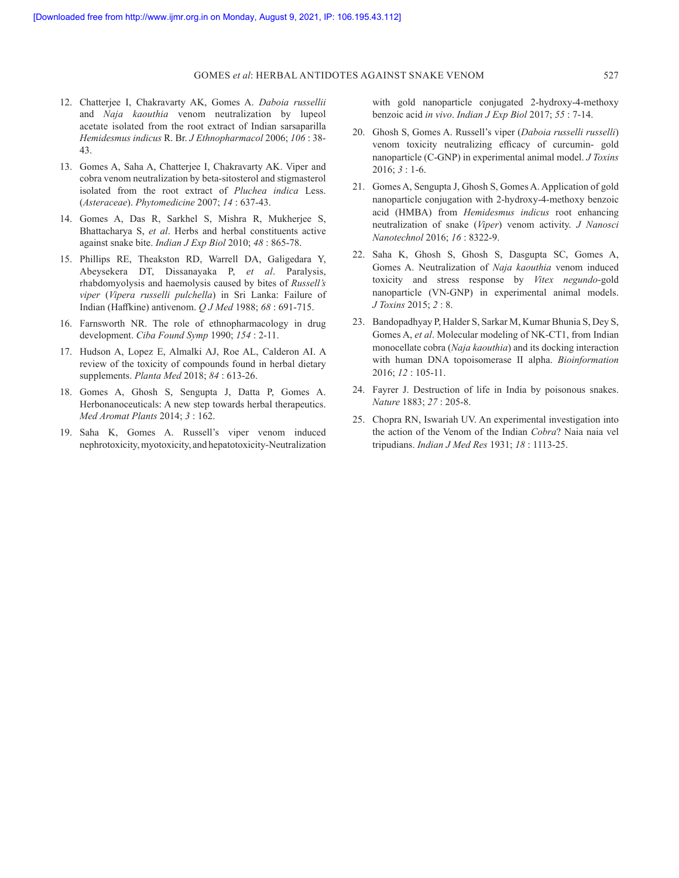12. Chatterjee I, Chakravarty AK, Gomes A. *Daboia russellii* and *Naja kaouthia* venom neutralization by lupeol acetate isolated from the root extract of Indian sarsaparilla *Hemidesmus indicus* R. Br. *J Ethnopharmacol* 2006; *106* : 38-43.

13. Gomes A, Saha A, Chatterjee I, Chakravarty AK. Viper and cobra venom neutralization by beta-sitosterol and stigmasterol isolated from the root extract of *Pluchea indica* Less. (*Asteraceae*). *Phytomedicine* 2007; *14* : 637-43.

14. Gomes A, Das R, Sarkhel S, Mishra R, Mukherjee S, Bhattacharya S, *et al*. Herbs and herbal constituents active against snake bite. *Indian J Exp Biol* 2010; *48* : 865-78.

15. Phillips RE, Theakston RD, Warrell DA, Galigedara Y, Abeysekera DT, Dissanayaka P, *et al*. Paralysis, rhabdomyolysis and haemolysis caused by bites of *Russell's viper* (*Vipera russelli pulchella*) in Sri Lanka: Failure of Indian (Haffkine) antivenom. *Q J Med* 1988; *68* : 691-715.

16. Farnsworth NR. The role of ethnopharmacology in drug development. *Ciba Found Symp* 1990; *154* : 2-11.

17. Hudson A, Lopez E, Almalki AJ, Roe AL, Calderon AI. A review of the toxicity of compounds found in herbal dietary supplements. *Planta Med* 2018; *84* : 613-26.

18. Gomes A, Ghosh S, Sengupta J, Datta P, Gomes A. Herbonanoceuticals: A new step towards herbal therapeutics. *Med Aromat Plants* 2014; *3* : 162.

19. Saha K, Gomes A. Russell's viper venom induced nephrotoxicity, myotoxicity, and hepatotoxicity-Neutralization with gold nanoparticle conjugated 2-hydroxy-4-methoxy benzoic acid *in vivo*. *Indian J Exp Biol* 2017; *55* : 7-14.

20. Ghosh S, Gomes A. Russell's viper (*Daboia russelli russelli*) venom toxicity neutralizing efficacy of curcumin- gold nanoparticle (C-GNP) in experimental animal model. *J Toxins* 2016; *3* : 1-6.

21. Gomes A, Sengupta J, Ghosh S, Gomes A. Application of gold nanoparticle conjugation with 2-hydroxy-4-methoxy benzoic acid (HMBA) from *Hemidesmus indicus* root enhancing neutralization of snake (*Viper*) venom activity. *J Nanosci Nanotechnol* 2016; *16* : 8322-9.

22. Saha K, Ghosh S, Ghosh S, Dasgupta SC, Gomes A, Gomes A. Neutralization of *Naja kaouthia* venom induced toxicity and stress response by *Vitex negundo*-gold nanoparticle (VN-GNP) in experimental animal models. *J Toxins* 2015; *2* : 8.

23. Bandopadhyay P, Halder S, Sarkar M, Kumar Bhunia S, Dey S, Gomes A, *et al*. Molecular modeling of NK-CT1, from Indian monocellate cobra (*Naja kaouthia*) and its docking interaction with human DNA topoisomerase II alpha. *Bioinformation* 2016; *12* : 105-11.

24. Fayrer J. Destruction of life in India by poisonous snakes. *Nature* 1883; *27* : 205-8.

25. Chopra RN, Iswariah UV. An experimental investigation into the action of the Venom of the Indian *Cobra*? Naia naia vel tripudians. *Indian J Med Res* 1931; *18* : 1113-25.